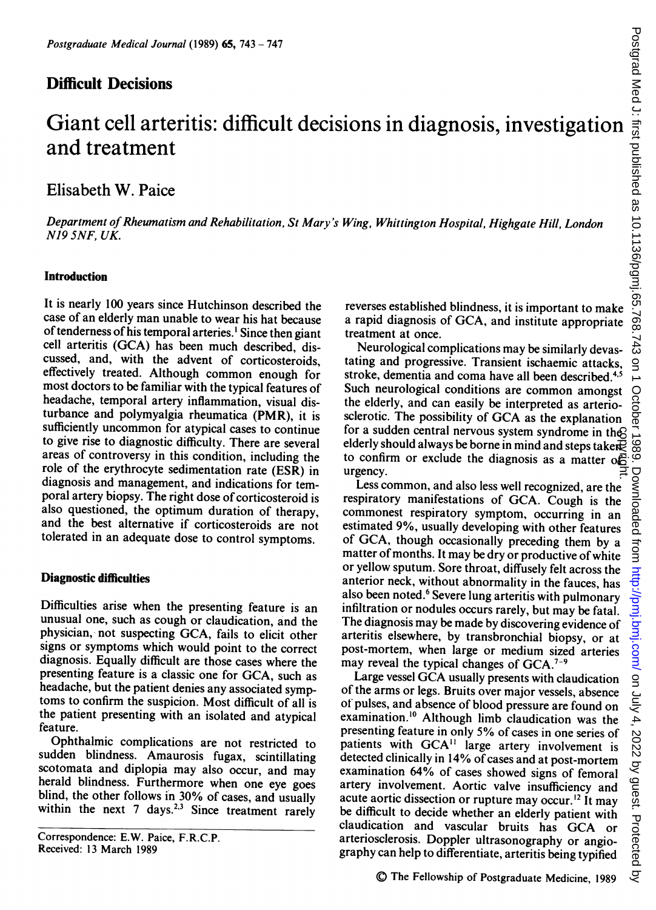## Difficult Decisions

# Giant cell arteritis: difficult decisions in diagnosis, investigation and treatment

Elisabeth W. Paice

*Department of Rheumatism and Rehabilitation, St Mary's Wing, Whittington Hospital, Highgate Hill, London N19 5NF, UK.*

### Introduction

It is nearly 100 years since Hutchinson described the case of an elderly man unable to wear his hat because of tenderness of his temporal arteries.[1] Since then giant cell arteritis (GCA) has been much described, discussed, and, with the advent of corticosteroids, effectively treated. Although common enough for most doctors to be familiar with the typical features of headache, temporal artery inflammation, visual disturbance and polymyalgia rheumatica (PMR), it is sufficiently uncommon for atypical cases to continue to give rise to diagnostic difficulty. There are several areas of controversy in this condition, including the role of the erythrocyte sedimentation rate (ESR) in diagnosis and management, and indications for temporal artery biopsy. The right dose of corticosteroid is also questioned, the optimum duration of therapy, and the best alternative if corticosteroids are not tolerated in an adequate dose to control symptoms.

### Diagnostic difficulties

Difficulties arise when the presenting feature is an unusual one, such as cough or claudication, and the physician, not suspecting GCA, fails to elicit other signs or symptoms which would point to the correct diagnosis. Equally difficult are those cases where the presenting feature is a classic one for GCA, such as headache, but the patient denies any associated symptoms to confirm the suspicion. Most difficult of all is the patient presenting with an isolated and atypical feature.

Ophthalmic complications are not restricted to sudden blindness. Amaurosis fugax, scintillating scotomata and diplopia may also occur, and may herald blindness. Furthermore when one eye goes blind, the other follows in 30% of cases, and usually within the next 7 days.[2,3] Since treatment rarely reverses established blindness, it is important to make a rapid diagnosis of GCA, and institute appropriate treatment at once.

Neurological complications may be similarly devastating and progressive. Transient ischaemic attacks, stroke, dementia and coma have all been described.[4,5] Such neurological conditions are common amongst the elderly, and can easily be interpreted as arteriosclerotic. The possibility of GCA as the explanation for a sudden central nervous system syndrome in the elderly should always be borne in mind and steps taken to confirm or exclude the diagnosis as a matter of urgency.

Less common, and also less well recognized, are the respiratory manifestations of GCA. Cough is the commonest respiratory symptom, occurring in an estimated 9%, usually developing with other features of GCA, though occasionally preceding them by a matter of months. It may be dry or productive of white or yellow sputum. Sore throat, diffusely felt across the anterior neck, without abnormality in the fauces, has also been noted.[6] Severe lung arteritis with pulmonary infiltration or nodules occurs rarely, but may be fatal. The diagnosis may be made by discovering evidence of arteritis elsewhere, by transbronchial biopsy, or at post-mortem, when large or medium sized arteries may reveal the typical changes of GCA.[7-9]

Large vessel GCA usually presents with claudication of the arms or legs. Bruits over major vessels, absence of pulses, and absence of blood pressure are found on examination.[10] Although limb claudication was the presenting feature in only 5% of cases in one series of patients with GCA[11] large artery involvement is detected clinically in 14% of cases and at post-mortem examination 64% of cases showed signs of femoral artery involvement. Aortic valve insufficiency and acute aortic dissection or rupture may occur.[12] It may be difficult to decide whether an elderly patient with claudication and vascular bruits has GCA or arteriosclerosis. Doppler ultrasonography or angiography can help to differentiate, arteritis being typified

Correspondence: E.W. Paice, F.R.C.P.
Received: 13 March 1989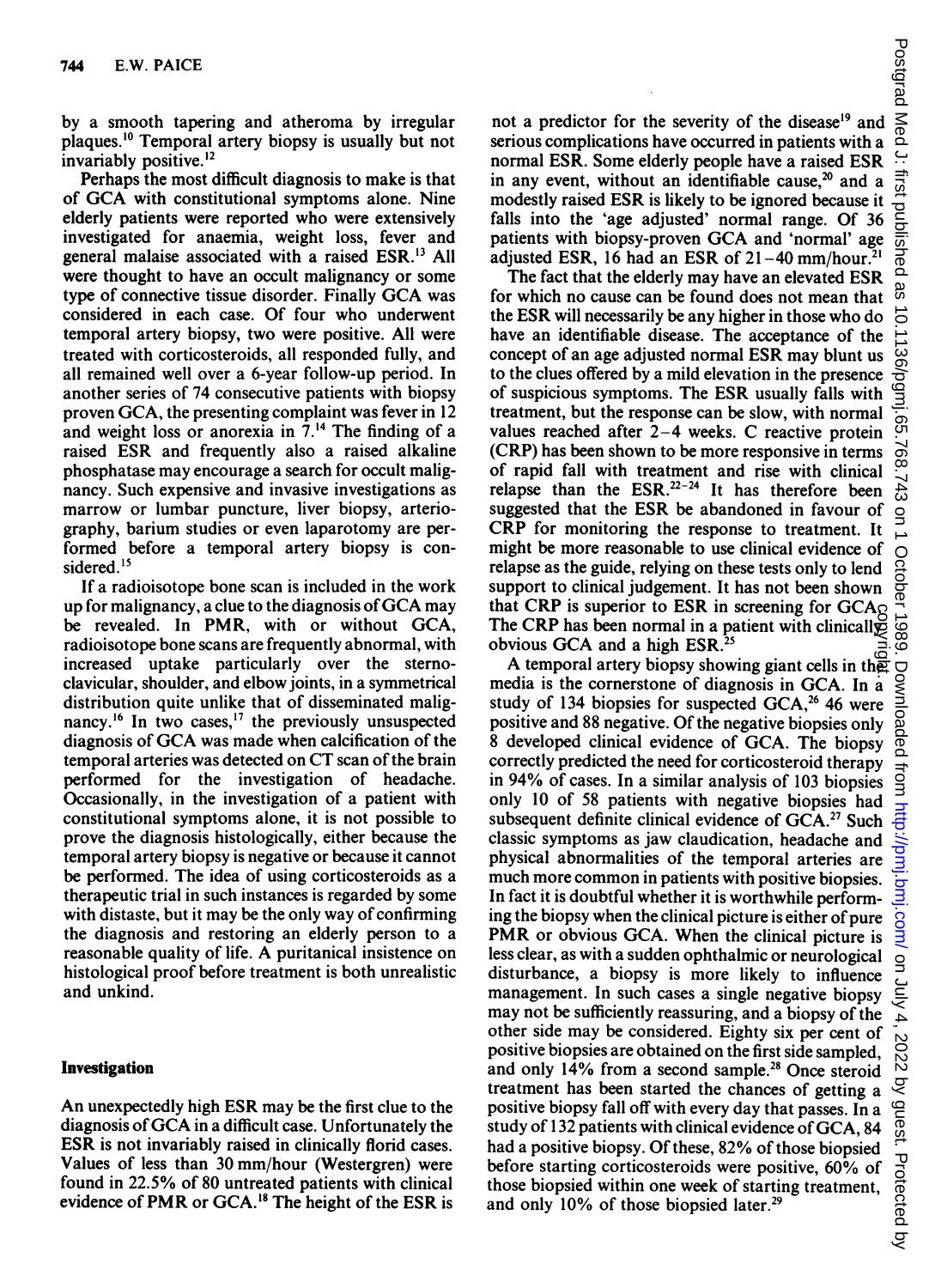by a smooth tapering and atheroma by irregular plaques.[10] Temporal artery biopsy is usually but not invariably positive.[12]

Perhaps the most difficult diagnosis to make is that of GCA with constitutional symptoms alone. Nine elderly patients were reported who were extensively investigated for anaemia, weight loss, fever and general malaise associated with a raised ESR.[13] All were thought to have an occult malignancy or some type of connective tissue disorder. Finally GCA was considered in each case. Of four who underwent temporal artery biopsy, two were positive. All were treated with corticosteroids, all responded fully, and all remained well over a 6-year follow-up period. In another series of 74 consecutive patients with biopsy proven GCA, the presenting complaint was fever in 12 and weight loss or anorexia in 7.[14] The finding of a raised ESR and frequently also a raised alkaline phosphatase may encourage a search for occult malignancy. Such expensive and invasive investigations as marrow or lumbar puncture, liver biopsy, arteriography, barium studies or even laparotomy are performed before a temporal artery biopsy is considered.[15]

If a radioisotope bone scan is included in the work up for malignancy, a clue to the diagnosis of GCA may be revealed. In PMR, with or without GCA, radioisotope bone scans are frequently abnormal, with increased uptake particularly over the sterno-clavicular, shoulder, and elbow joints, in a symmetrical distribution quite unlike that of disseminated malignancy.[16] In two cases,[17] the previously unsuspected diagnosis of GCA was made when calcification of the temporal arteries was detected on CT scan of the brain performed for the investigation of headache. Occasionally, in the investigation of a patient with constitutional symptoms alone, it is not possible to prove the diagnosis histologically, either because the temporal artery biopsy is negative or because it cannot be performed. The idea of using corticosteroids as a therapeutic trial in such instances is regarded by some with distaste, but it may be the only way of confirming the diagnosis and restoring an elderly person to a reasonable quality of life. A puritanical insistence on histological proof before treatment is both unrealistic and unkind.

## Investigation

An unexpectedly high ESR may be the first clue to the diagnosis of GCA in a difficult case. Unfortunately the ESR is not invariably raised in clinically florid cases. Values of less than 30 mm/hour (Westergren) were found in 22.5% of 80 untreated patients with clinical evidence of PMR or GCA.[18] The height of the ESR is not a predictor for the severity of the disease[19] and serious complications have occurred in patients with a normal ESR. Some elderly people have a raised ESR in any event, without an identifiable cause,[20] and a modestly raised ESR is likely to be ignored because it falls into the 'age adjusted' normal range. Of 36 patients with biopsy-proven GCA and 'normal' age adjusted ESR, 16 had an ESR of 21–40 mm/hour.[21]

The fact that the elderly may have an elevated ESR for which no cause can be found does not mean that the ESR will necessarily be any higher in those who do have an identifiable disease. The acceptance of the concept of an age adjusted normal ESR may blunt us to the clues offered by a mild elevation in the presence of suspicious symptoms. The ESR usually falls with treatment, but the response can be slow, with normal values reached after 2–4 weeks. C reactive protein (CRP) has been shown to be more responsive in terms of rapid fall with treatment and rise with clinical relapse than the ESR.[22–24] It has therefore been suggested that the ESR be abandoned in favour of CRP for monitoring the response to treatment. It might be more reasonable to use clinical evidence of relapse as the guide, relying on these tests only to lend support to clinical judgement. It has not been shown that CRP is superior to ESR in screening for GCA. The CRP has been normal in a patient with clinically obvious GCA and a high ESR.[25]

A temporal artery biopsy showing giant cells in the media is the cornerstone of diagnosis in GCA. In a study of 134 biopsies for suspected GCA,[26] 46 were positive and 88 negative. Of the negative biopsies only 8 developed clinical evidence of GCA. The biopsy correctly predicted the need for corticosteroid therapy in 94% of cases. In a similar analysis of 103 biopsies only 10 of 58 patients with negative biopsies had subsequent definite clinical evidence of GCA.[27] Such classic symptoms as jaw claudication, headache and physical abnormalities of the temporal arteries are much more common in patients with positive biopsies. In fact it is doubtful whether it is worthwhile performing the biopsy when the clinical picture is either of pure PMR or obvious GCA. When the clinical picture is less clear, as with a sudden ophthalmic or neurological disturbance, a biopsy is more likely to influence management. In such cases a single negative biopsy may not be sufficiently reassuring, and a biopsy of the other side may be considered. Eighty six per cent of positive biopsies are obtained on the first side sampled, and only 14% from a second sample.[28] Once steroid treatment has been started the chances of getting a positive biopsy fall off with every day that passes. In a study of 132 patients with clinical evidence of GCA, 84 had a positive biopsy. Of these, 82% of those biopsied before starting corticosteroids were positive, 60% of those biopsied within one week of starting treatment, and only 10% of those biopsied later.[29]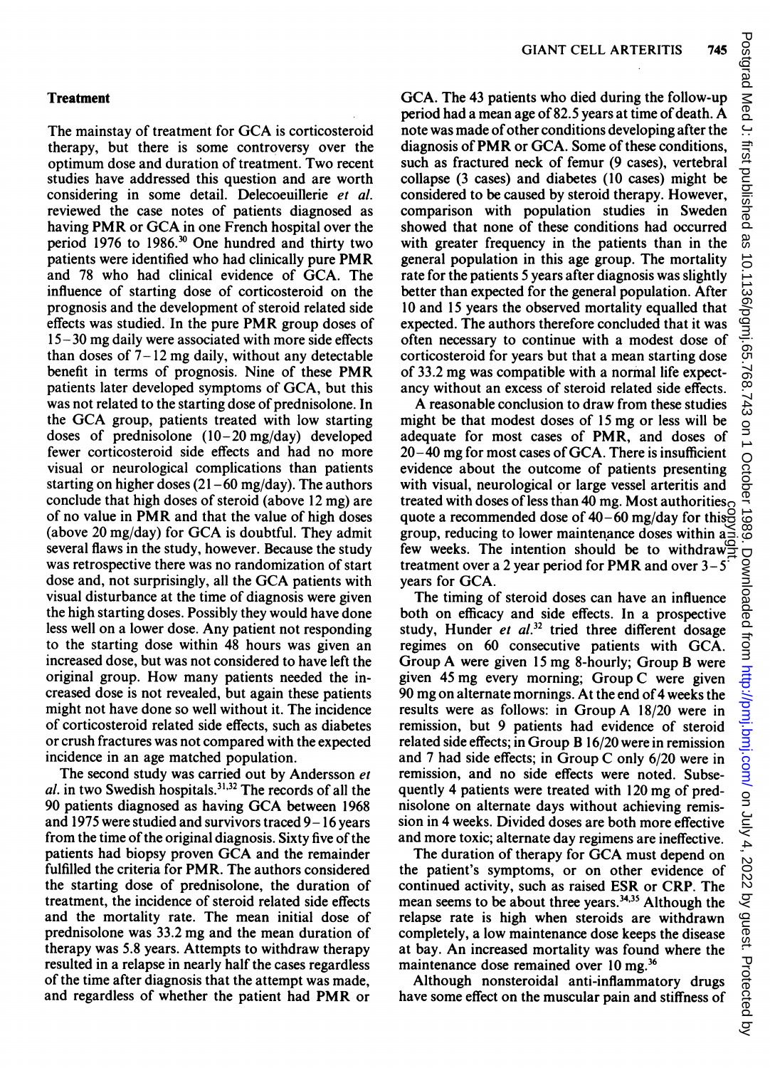## Treatment

The mainstay of treatment for GCA is corticosteroid therapy, but there is some controversy over the optimum dose and duration of treatment. Two recent studies have addressed this question and are worth considering in some detail. Delecoeuillerie *et al.* reviewed the case notes of patients diagnosed as having PMR or GCA in one French hospital over the period 1976 to 1986.[30] One hundred and thirty two patients were identified who had clinically pure PMR and 78 who had clinical evidence of GCA. The influence of starting dose of corticosteroid on the prognosis and the development of steroid related side effects was studied. In the pure PMR group doses of 15–30 mg daily were associated with more side effects than doses of 7–12 mg daily, without any detectable benefit in terms of prognosis. Nine of these PMR patients later developed symptoms of GCA, but this was not related to the starting dose of prednisolone. In the GCA group, patients treated with low starting doses of prednisolone (10–20 mg/day) developed fewer corticosteroid side effects and had no more visual or neurological complications than patients starting on higher doses (21–60 mg/day). The authors conclude that high doses of steroid (above 12 mg) are of no value in PMR and that the value of high doses (above 20 mg/day) for GCA is doubtful. They admit several flaws in the study, however. Because the study was retrospective there was no randomization of start dose and, not surprisingly, all the GCA patients with visual disturbance at the time of diagnosis were given the high starting doses. Possibly they would have done less well on a lower dose. Any patient not responding to the starting dose within 48 hours was given an increased dose, but was not considered to have left the original group. How many patients needed the increased dose is not revealed, but again these patients might not have done so well without it. The incidence of corticosteroid related side effects, such as diabetes or crush fractures was not compared with the expected incidence in an age matched population.

The second study was carried out by Andersson *et al.* in two Swedish hospitals.[31,32] The records of all the 90 patients diagnosed as having GCA between 1968 and 1975 were studied and survivors traced 9–16 years from the time of the original diagnosis. Sixty five of the patients had biopsy proven GCA and the remainder fulfilled the criteria for PMR. The authors considered the starting dose of prednisolone, the duration of treatment, the incidence of steroid related side effects and the mortality rate. The mean initial dose of prednisolone was 33.2 mg and the mean duration of therapy was 5.8 years. Attempts to withdraw therapy resulted in a relapse in nearly half the cases regardless of the time after diagnosis that the attempt was made, and regardless of whether the patient had PMR or GCA. The 43 patients who died during the follow-up period had a mean age of 82.5 years at time of death. A note was made of other conditions developing after the diagnosis of PMR or GCA. Some of these conditions, such as fractured neck of femur (9 cases), vertebral collapse (3 cases) and diabetes (10 cases) might be considered to be caused by steroid therapy. However, comparison with population studies in Sweden showed that none of these conditions had occurred with greater frequency in the patients than in the general population in this age group. The mortality rate for the patients 5 years after diagnosis was slightly better than expected for the general population. After 10 and 15 years the observed mortality equalled that expected. The authors therefore concluded that it was often necessary to continue with a modest dose of corticosteroid for years but that a mean starting dose of 33.2 mg was compatible with a normal life expectancy without an excess of steroid related side effects.

A reasonable conclusion to draw from these studies might be that modest doses of 15 mg or less will be adequate for most cases of PMR, and doses of 20–40 mg for most cases of GCA. There is insufficient evidence about the outcome of patients presenting with visual, neurological or large vessel arteritis and treated with doses of less than 40 mg. Most authorities quote a recommended dose of 40–60 mg/day for this group, reducing to lower maintenance doses within a few weeks. The intention should be to withdraw treatment over a 2 year period for PMR and over 3–5 years for GCA.

The timing of steroid doses can have an influence both on efficacy and side effects. In a prospective study, Hunder *et al.*[32] tried three different dosage regimes on 60 consecutive patients with GCA. Group A were given 15 mg 8-hourly; Group B were given 45 mg every morning; Group C were given 90 mg on alternate mornings. At the end of 4 weeks the results were as follows: in Group A 18/20 were in remission, but 9 patients had evidence of steroid related side effects; in Group B 16/20 were in remission and 7 had side effects; in Group C only 6/20 were in remission, and no side effects were noted. Subsequently 4 patients were treated with 120 mg of prednisolone on alternate days without achieving remission in 4 weeks. Divided doses are both more effective and more toxic; alternate day regimens are ineffective.

The duration of therapy for GCA must depend on the patient's symptoms, or on other evidence of continued activity, such as raised ESR or CRP. The mean seems to be about three years.[34,35] Although the relapse rate is high when steroids are withdrawn completely, a low maintenance dose keeps the disease at bay. An increased mortality was found where the maintenance dose remained over 10 mg.[36]

Although nonsteroidal anti-inflammatory drugs have some effect on the muscular pain and stiffness of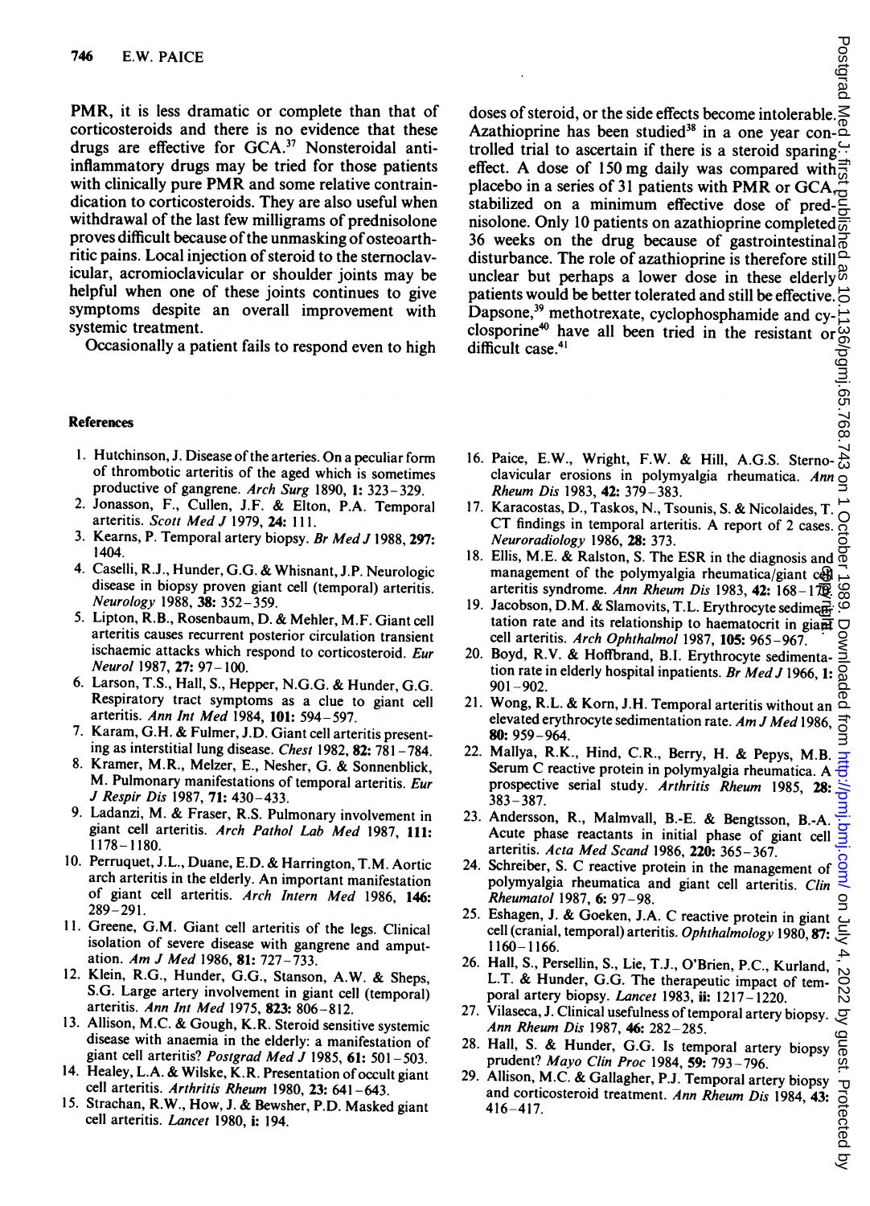PMR, it is less dramatic or complete than that of corticosteroids and there is no evidence that these drugs are effective for GCA.[37] Nonsteroidal anti-inflammatory drugs may be tried for those patients with clinically pure PMR and some relative contraindication to corticosteroids. They are also useful when withdrawal of the last few milligrams of prednisolone proves difficult because of the unmasking of osteoarthritic pains. Local injection of steroid to the sternoclavicular, acromioclavicular or shoulder joints may be helpful when one of these joints continues to give symptoms despite an overall improvement with systemic treatment.

Occasionally a patient fails to respond even to high doses of steroid, or the side effects become intolerable. Azathioprine has been studied[38] in a one year controlled trial to ascertain if there is a steroid sparing effect. A dose of 150 mg daily was compared with placebo in a series of 31 patients with PMR or GCA, stabilized on a minimum effective dose of prednisolone. Only 10 patients on azathioprine completed 36 weeks on the drug because of gastrointestinal disturbance. The role of azathioprine is therefore still unclear but perhaps a lower dose in these elderly patients would be better tolerated and still be effective. Dapsone,[39] methotrexate, cyclophosphamide and cyclosporine[40] have all been tried in the resistant or difficult case.[41]

## References

1. Hutchinson, J. Disease of the arteries. On a peculiar form of thrombotic arteritis of the aged which is sometimes productive of gangrene. *Arch Surg* 1890, **1:** 323–329.
2. Jonasson, F., Cullen, J.F. & Elton, P.A. Temporal arteritis. *Scott Med J* 1979, **24:** 111.
3. Kearns, P. Temporal artery biopsy. *Br Med J* 1988, **297:** 1404.
4. Caselli, R.J., Hunder, G.G. & Whisnant, J.P. Neurologic disease in biopsy proven giant cell (temporal) arteritis. *Neurology* 1988, **38:** 352–359.
5. Lipton, R.B., Rosenbaum, D. & Mehler, M.F. Giant cell arteritis causes recurrent posterior circulation transient ischaemic attacks which respond to corticosteroid. *Eur Neurol* 1987, **27:** 97–100.
6. Larson, T.S., Hall, S., Hepper, N.G.G. & Hunder, G.G. Respiratory tract symptoms as a clue to giant cell arteritis. *Ann Int Med* 1984, **101:** 594–597.
7. Karam, G.H. & Fulmer, J.D. Giant cell arteritis presenting as interstitial lung disease. *Chest* 1982, **82:** 781–784.
8. Kramer, M.R., Melzer, E., Nesher, G. & Sonnenblick, M. Pulmonary manifestations of temporal arteritis. *Eur J Respir Dis* 1987, **71:** 430–433.
9. Ladanzi, M. & Fraser, R.S. Pulmonary involvement in giant cell arteritis. *Arch Pathol Lab Med* 1987, **111:** 1178–1180.
10. Perruquet, J.L., Duane, E.D. & Harrington, T.M. Aortic arch arteritis in the elderly. An important manifestation of giant cell arteritis. *Arch Intern Med* 1986, **146:** 289–291.
11. Greene, G.M. Giant cell arteritis of the legs. Clinical isolation of severe disease with gangrene and amputation. *Am J Med* 1986, **81:** 727–733.
12. Klein, R.G., Hunder, G.G., Stanson, A.W. & Sheps, S.G. Large artery involvement in giant cell (temporal) arteritis. *Ann Int Med* 1975, **823:** 806–812.
13. Allison, M.C. & Gough, K.R. Steroid sensitive systemic disease with anaemia in the elderly: a manifestation of giant cell arteritis? *Postgrad Med J* 1985, **61:** 501–503.
14. Healey, L.A. & Wilske, K.R. Presentation of occult giant cell arteritis. *Arthritis Rheum* 1980, **23:** 641–643.
15. Strachan, R.W., How, J. & Bewsher, P.D. Masked giant cell arteritis. *Lancet* 1980, **i:** 194.
16. Paice, E.W., Wright, F.W. & Hill, A.G.S. Sternoclavicular erosions in polymyalgia rheumatica. *Ann Rheum Dis* 1983, **42:** 379–383.
17. Karacostas, D., Taskos, N., Tsounis, S. & Nicolaides, T. CT findings in temporal arteritis. A report of 2 cases. *Neuroradiology* 1986, **28:** 373.
18. Ellis, M.E. & Ralston, S. The ESR in the diagnosis and management of the polymyalgia rheumatica/giant cell arteritis syndrome. *Ann Rheum Dis* 1983, **42:** 168–170.
19. Jacobson, D.M. & Slamovits, T.L. Erythrocyte sedimentation rate and its relationship to haematocrit in giant cell arteritis. *Arch Ophthalmol* 1987, **105:** 965–967.
20. Boyd, R.V. & Hoffbrand, B.I. Erythrocyte sedimentation rate in elderly hospital inpatients. *Br Med J* 1966, **1:** 901–902.
21. Wong, R.L. & Korn, J.H. Temporal arteritis without an elevated erythrocyte sedimentation rate. *Am J Med* 1986, **80:** 959–964.
22. Mallya, R.K., Hind, C.R., Berry, H. & Pepys, M.B. Serum C reactive protein in polymyalgia rheumatica. A prospective serial study. *Arthritis Rheum* 1985, **28:** 383–387.
23. Andersson, R., Malmvall, B.-E. & Bengtsson, B.-A. Acute phase reactants in initial phase of giant cell arteritis. *Acta Med Scand* 1986, **220:** 365–367.
24. Schreiber, S. C reactive protein in the management of polymyalgia rheumatica and giant cell arteritis. *Clin Rheumatol* 1987, **6:** 97–98.
25. Eshagen, J. & Goeken, J.A. C reactive protein in giant cell (cranial, temporal) arteritis. *Ophthalmology* 1980, **87:** 1160–1166.
26. Hall, S., Persellin, S., Lie, T.J., O'Brien, P.C., Kurland, L.T. & Hunder, G.G. The therapeutic impact of temporal artery biopsy. *Lancet* 1983, **ii:** 1217–1220.
27. Vilaseca, J. Clinical usefulness of temporal artery biopsy. *Ann Rheum Dis* 1987, **46:** 282–285.
28. Hall, S. & Hunder, G.G. Is temporal artery biopsy prudent? *Mayo Clin Proc* 1984, **59:** 793–796.
29. Allison, M.C. & Gallagher, P.J. Temporal artery biopsy and corticosteroid treatment. *Ann Rheum Dis* 1984, **43:** 416–417.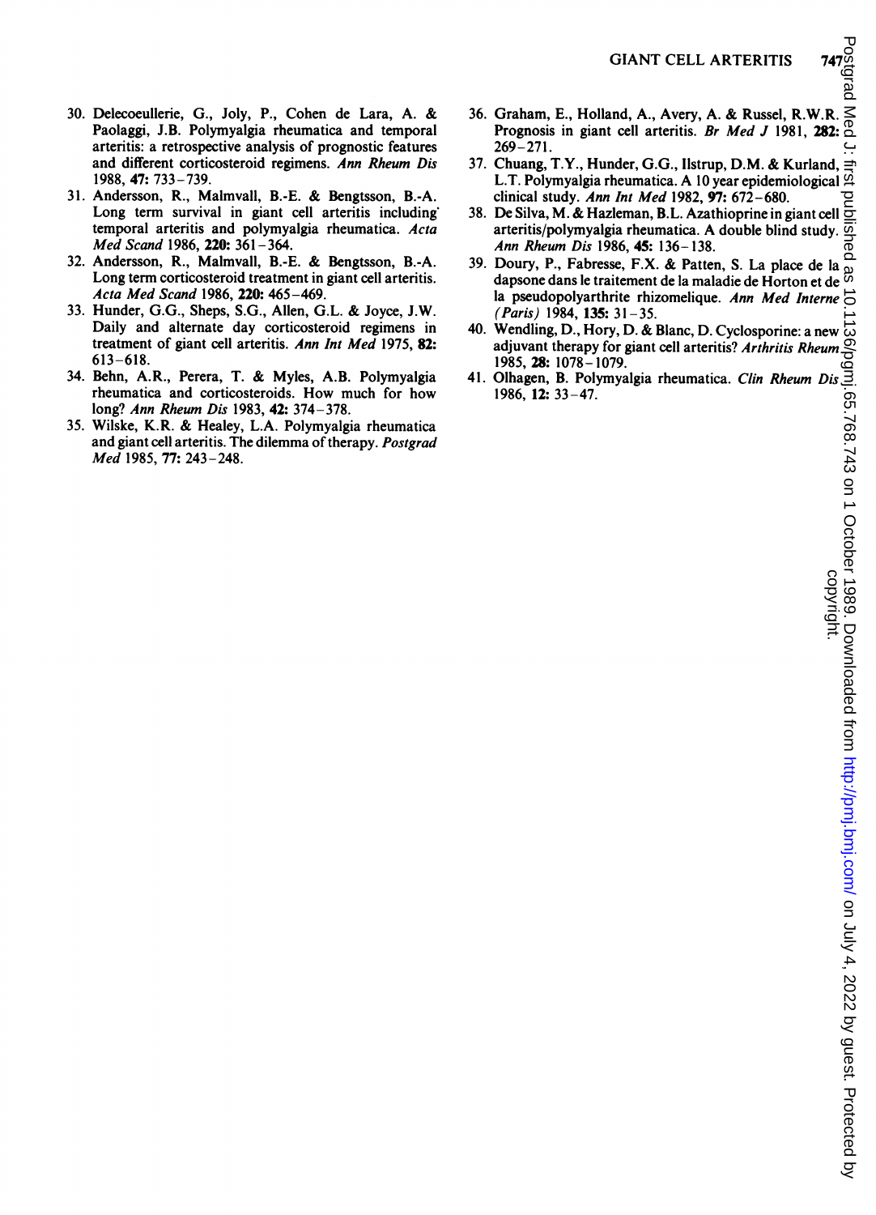30. Delecoeullerie, G., Joly, P., Cohen de Lara, A. & Paolaggi, J.B. Polymyalgia rheumatica and temporal arteritis: a retrospective analysis of prognostic features and different corticosteroid regimens. *Ann Rheum Dis* 1988, **47:** 733–739.
31. Andersson, R., Malmvall, B.-E. & Bengtsson, B.-A. Long term survival in giant cell arteritis including temporal arteritis and polymyalgia rheumatica. *Acta Med Scand* 1986, **220:** 361–364.
32. Andersson, R., Malmvall, B.-E. & Bengtsson, B.-A. Long term corticosteroid treatment in giant cell arteritis. *Acta Med Scand* 1986, **220:** 465–469.
33. Hunder, G.G., Sheps, S.G., Allen, G.L. & Joyce, J.W. Daily and alternate day corticosteroid regimens in treatment of giant cell arteritis. *Ann Int Med* 1975, **82:** 613–618.
34. Behn, A.R., Perera, T. & Myles, A.B. Polymyalgia rheumatica and corticosteroids. How much for how long? *Ann Rheum Dis* 1983, **42:** 374–378.
35. Wilske, K.R. & Healey, L.A. Polymyalgia rheumatica and giant cell arteritis. The dilemma of therapy. *Postgrad Med* 1985, **77:** 243–248.
36. Graham, E., Holland, A., Avery, A. & Russel, R.W.R. Prognosis in giant cell arteritis. *Br Med J* 1981, **282:** 269–271.
37. Chuang, T.Y., Hunder, G.G., Ilstrup, D.M. & Kurland, L.T. Polymyalgia rheumatica. A 10 year epidemiological clinical study. *Ann Int Med* 1982, **97:** 672–680.
38. De Silva, M. & Hazleman, B.L. Azathioprine in giant cell arteritis/polymyalgia rheumatica. A double blind study. *Ann Rheum Dis* 1986, **45:** 136–138.
39. Doury, P., Fabresse, F.X. & Patten, S. La place de la dapsone dans le traitement de la maladie de Horton et de la pseudopolyarthrite rhizomelique. *Ann Med Interne (Paris)* 1984, **135:** 31–35.
40. Wendling, D., Hory, D. & Blanc, D. Cyclosporine: a new adjuvant therapy for giant cell arteritis? *Arthritis Rheum* 1985, **28:** 1078–1079.
41. Olhagen, B. Polymyalgia rheumatica. *Clin Rheum Dis* 1986, **12:** 33–47.